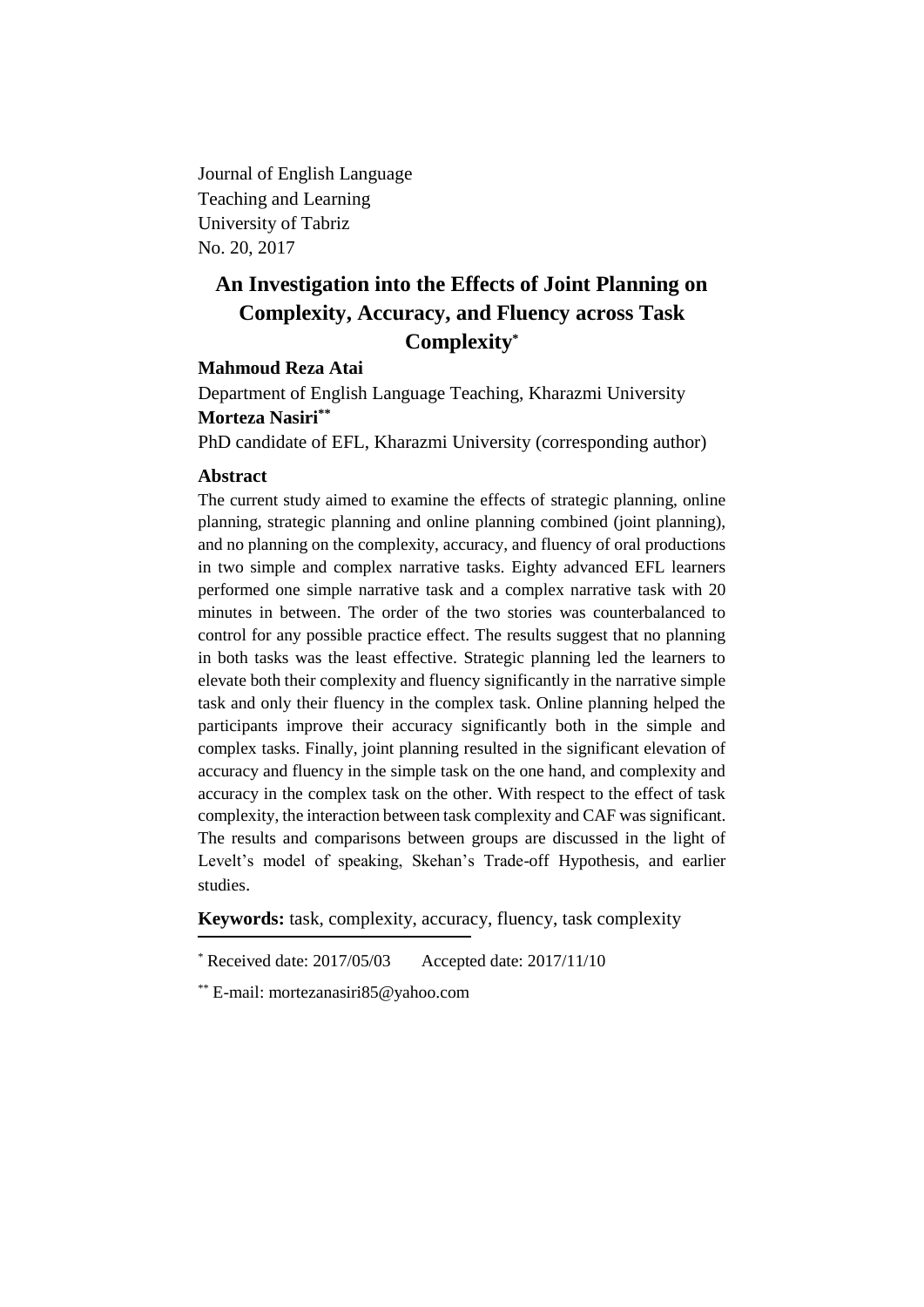Journal of English Language
Teaching and Learning
University of Tabriz
No. 20, 2017

# An Investigation into the Effects of Joint Planning on Complexity, Accuracy, and Fluency across Task Complexity[*]

**Mahmoud Reza Atai**

Department of English Language Teaching, Kharazmi University

**Morteza Nasiri[**]**

PhD candidate of EFL, Kharazmi University (corresponding author)

## Abstract

The current study aimed to examine the effects of strategic planning, online planning, strategic planning and online planning combined (joint planning), and no planning on the complexity, accuracy, and fluency of oral productions in two simple and complex narrative tasks. Eighty advanced EFL learners performed one simple narrative task and a complex narrative task with 20 minutes in between. The order of the two stories was counterbalanced to control for any possible practice effect. The results suggest that no planning in both tasks was the least effective. Strategic planning led the learners to elevate both their complexity and fluency significantly in the narrative simple task and only their fluency in the complex task. Online planning helped the participants improve their accuracy significantly both in the simple and complex tasks. Finally, joint planning resulted in the significant elevation of accuracy and fluency in the simple task on the one hand, and complexity and accuracy in the complex task on the other. With respect to the effect of task complexity, the interaction between task complexity and CAF was significant. The results and comparisons between groups are discussed in the light of Levelt's model of speaking, Skehan's Trade-off Hypothesis, and earlier studies.

**Keywords:** task, complexity, accuracy, fluency, task complexity

---

[*] Received date: 2017/05/03 Accepted date: 2017/11/10

[**] E-mail: mortezanasiri85@yahoo.com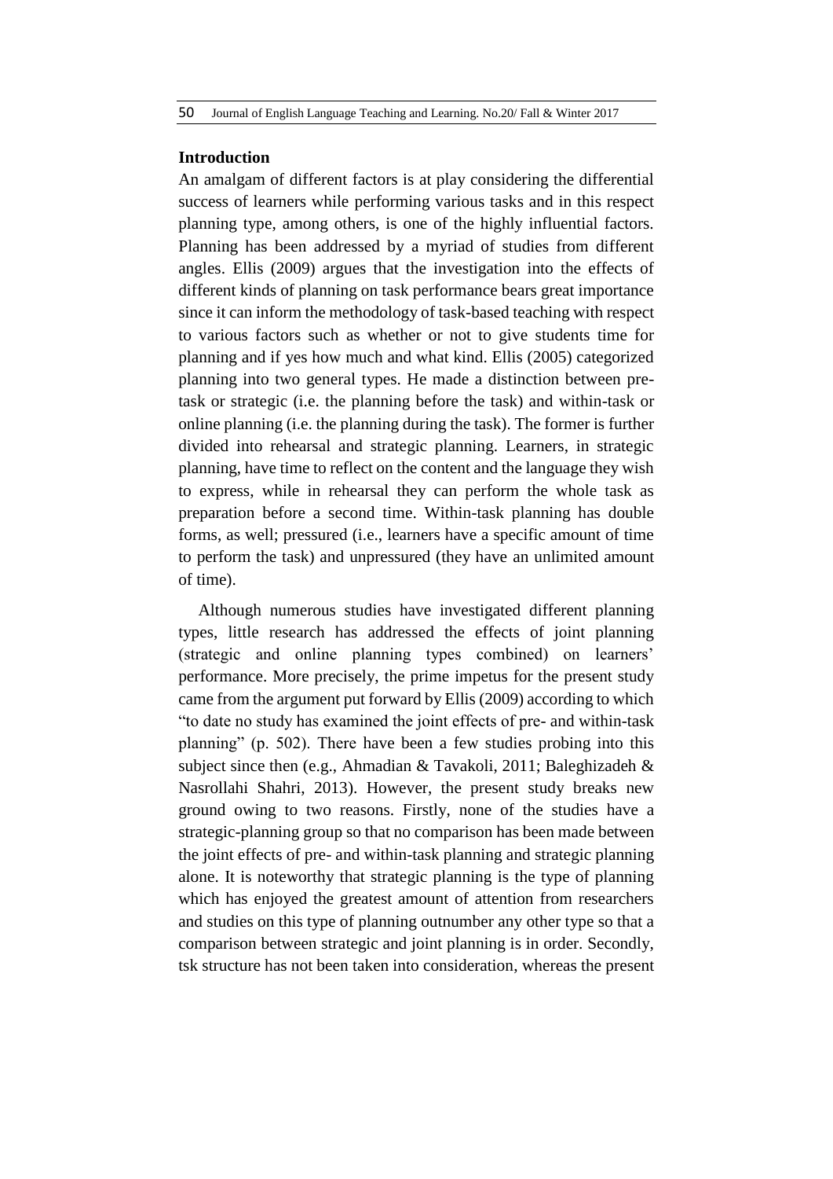## Introduction

An amalgam of different factors is at play considering the differential success of learners while performing various tasks and in this respect planning type, among others, is one of the highly influential factors. Planning has been addressed by a myriad of studies from different angles. Ellis (2009) argues that the investigation into the effects of different kinds of planning on task performance bears great importance since it can inform the methodology of task-based teaching with respect to various factors such as whether or not to give students time for planning and if yes how much and what kind. Ellis (2005) categorized planning into two general types. He made a distinction between pre-task or strategic (i.e. the planning before the task) and within-task or online planning (i.e. the planning during the task). The former is further divided into rehearsal and strategic planning. Learners, in strategic planning, have time to reflect on the content and the language they wish to express, while in rehearsal they can perform the whole task as preparation before a second time. Within-task planning has double forms, as well; pressured (i.e., learners have a specific amount of time to perform the task) and unpressured (they have an unlimited amount of time).

Although numerous studies have investigated different planning types, little research has addressed the effects of joint planning (strategic and online planning types combined) on learners' performance. More precisely, the prime impetus for the present study came from the argument put forward by Ellis (2009) according to which "to date no study has examined the joint effects of pre- and within-task planning" (p. 502). There have been a few studies probing into this subject since then (e.g., Ahmadian & Tavakoli, 2011; Baleghizadeh & Nasrollahi Shahri, 2013). However, the present study breaks new ground owing to two reasons. Firstly, none of the studies have a strategic-planning group so that no comparison has been made between the joint effects of pre- and within-task planning and strategic planning alone. It is noteworthy that strategic planning is the type of planning which has enjoyed the greatest amount of attention from researchers and studies on this type of planning outnumber any other type so that a comparison between strategic and joint planning is in order. Secondly, tsk structure has not been taken into consideration, whereas the present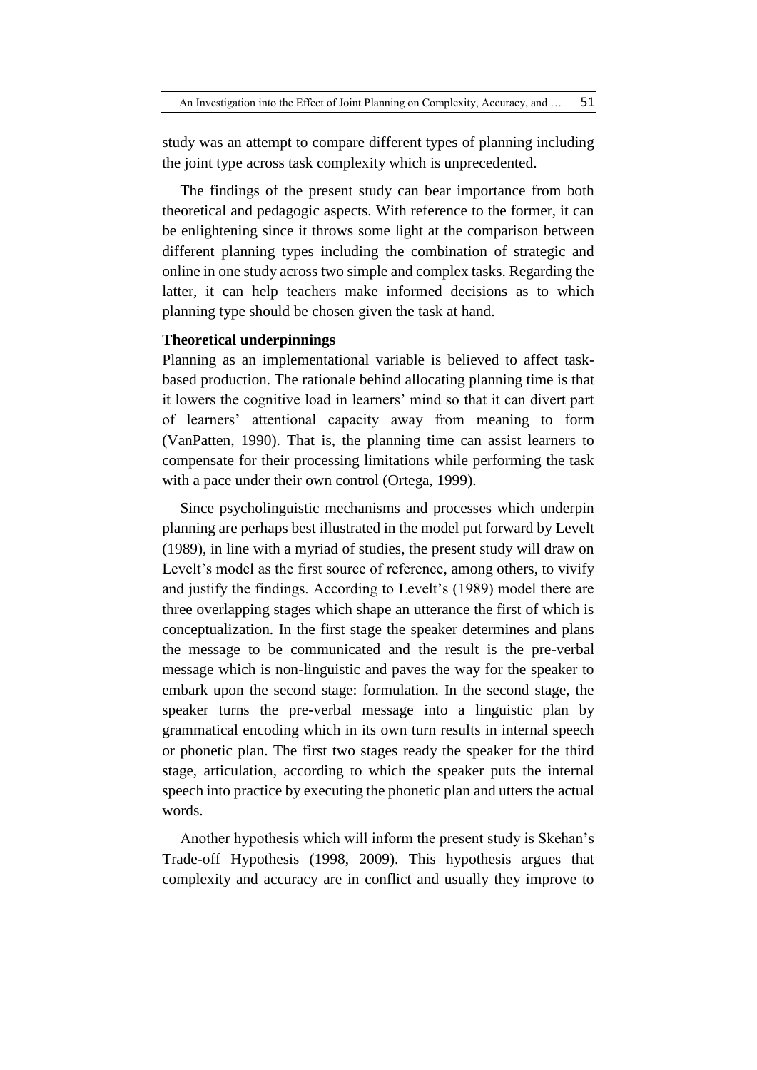study was an attempt to compare different types of planning including the joint type across task complexity which is unprecedented.

The findings of the present study can bear importance from both theoretical and pedagogic aspects. With reference to the former, it can be enlightening since it throws some light at the comparison between different planning types including the combination of strategic and online in one study across two simple and complex tasks. Regarding the latter, it can help teachers make informed decisions as to which planning type should be chosen given the task at hand.

**Theoretical underpinnings**

Planning as an implementational variable is believed to affect task-based production. The rationale behind allocating planning time is that it lowers the cognitive load in learners' mind so that it can divert part of learners' attentional capacity away from meaning to form (VanPatten, 1990). That is, the planning time can assist learners to compensate for their processing limitations while performing the task with a pace under their own control (Ortega, 1999).

Since psycholinguistic mechanisms and processes which underpin planning are perhaps best illustrated in the model put forward by Levelt (1989), in line with a myriad of studies, the present study will draw on Levelt's model as the first source of reference, among others, to vivify and justify the findings. According to Levelt's (1989) model there are three overlapping stages which shape an utterance the first of which is conceptualization. In the first stage the speaker determines and plans the message to be communicated and the result is the pre-verbal message which is non-linguistic and paves the way for the speaker to embark upon the second stage: formulation. In the second stage, the speaker turns the pre-verbal message into a linguistic plan by grammatical encoding which in its own turn results in internal speech or phonetic plan. The first two stages ready the speaker for the third stage, articulation, according to which the speaker puts the internal speech into practice by executing the phonetic plan and utters the actual words.

Another hypothesis which will inform the present study is Skehan's Trade-off Hypothesis (1998, 2009). This hypothesis argues that complexity and accuracy are in conflict and usually they improve to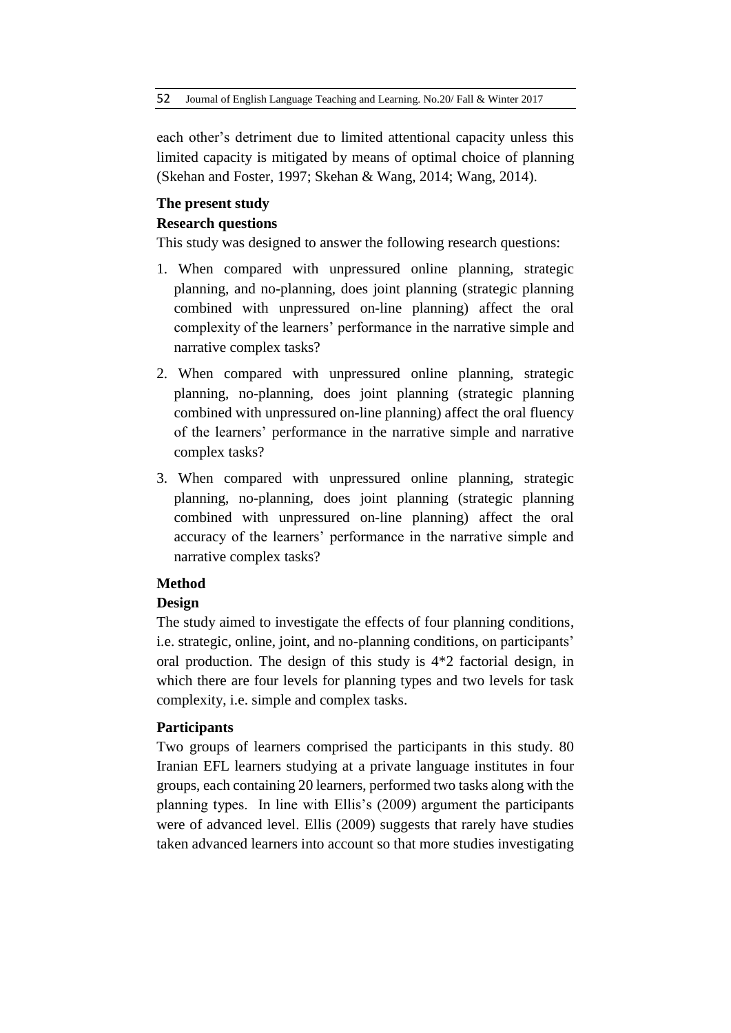each other's detriment due to limited attentional capacity unless this limited capacity is mitigated by means of optimal choice of planning (Skehan and Foster, 1997; Skehan & Wang, 2014; Wang, 2014).

## The present study

### Research questions

This study was designed to answer the following research questions:

1. When compared with unpressured online planning, strategic planning, and no-planning, does joint planning (strategic planning combined with unpressured on-line planning) affect the oral complexity of the learners' performance in the narrative simple and narrative complex tasks?
2. When compared with unpressured online planning, strategic planning, no-planning, does joint planning (strategic planning combined with unpressured on-line planning) affect the oral fluency of the learners' performance in the narrative simple and narrative complex tasks?
3. When compared with unpressured online planning, strategic planning, no-planning, does joint planning (strategic planning combined with unpressured on-line planning) affect the oral accuracy of the learners' performance in the narrative simple and narrative complex tasks?

## Method

### Design

The study aimed to investigate the effects of four planning conditions, i.e. strategic, online, joint, and no-planning conditions, on participants' oral production. The design of this study is 4*2 factorial design, in which there are four levels for planning types and two levels for task complexity, i.e. simple and complex tasks.

### Participants

Two groups of learners comprised the participants in this study. 80 Iranian EFL learners studying at a private language institutes in four groups, each containing 20 learners, performed two tasks along with the planning types. In line with Ellis's (2009) argument the participants were of advanced level. Ellis (2009) suggests that rarely have studies taken advanced learners into account so that more studies investigating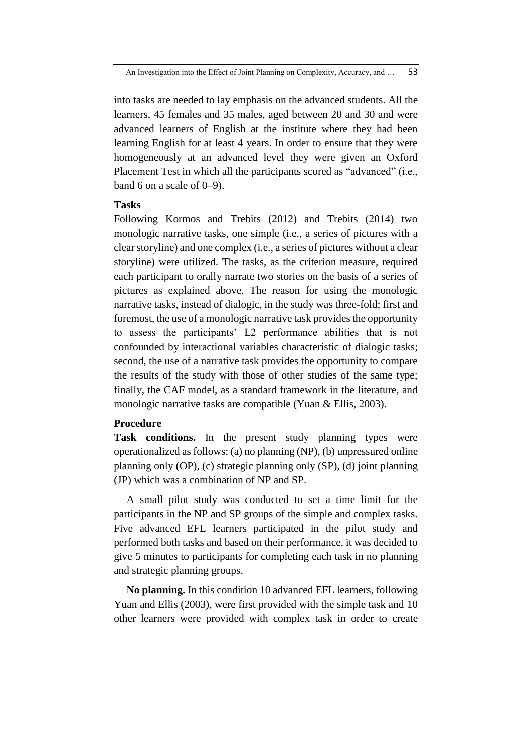into tasks are needed to lay emphasis on the advanced students. All the learners, 45 females and 35 males, aged between 20 and 30 and were advanced learners of English at the institute where they had been learning English for at least 4 years. In order to ensure that they were homogeneously at an advanced level they were given an Oxford Placement Test in which all the participants scored as "advanced" (i.e., band 6 on a scale of 0–9).

### Tasks

Following Kormos and Trebits (2012) and Trebits (2014) two monologic narrative tasks, one simple (i.e., a series of pictures with a clear storyline) and one complex (i.e., a series of pictures without a clear storyline) were utilized. The tasks, as the criterion measure, required each participant to orally narrate two stories on the basis of a series of pictures as explained above. The reason for using the monologic narrative tasks, instead of dialogic, in the study was three-fold; first and foremost, the use of a monologic narrative task provides the opportunity to assess the participants' L2 performance abilities that is not confounded by interactional variables characteristic of dialogic tasks; second, the use of a narrative task provides the opportunity to compare the results of the study with those of other studies of the same type; finally, the CAF model, as a standard framework in the literature, and monologic narrative tasks are compatible (Yuan & Ellis, 2003).

### Procedure

**Task conditions.** In the present study planning types were operationalized as follows: (a) no planning (NP), (b) unpressured online planning only (OP), (c) strategic planning only (SP), (d) joint planning (JP) which was a combination of NP and SP.

A small pilot study was conducted to set a time limit for the participants in the NP and SP groups of the simple and complex tasks. Five advanced EFL learners participated in the pilot study and performed both tasks and based on their performance, it was decided to give 5 minutes to participants for completing each task in no planning and strategic planning groups.

**No planning.** In this condition 10 advanced EFL learners, following Yuan and Ellis (2003), were first provided with the simple task and 10 other learners were provided with complex task in order to create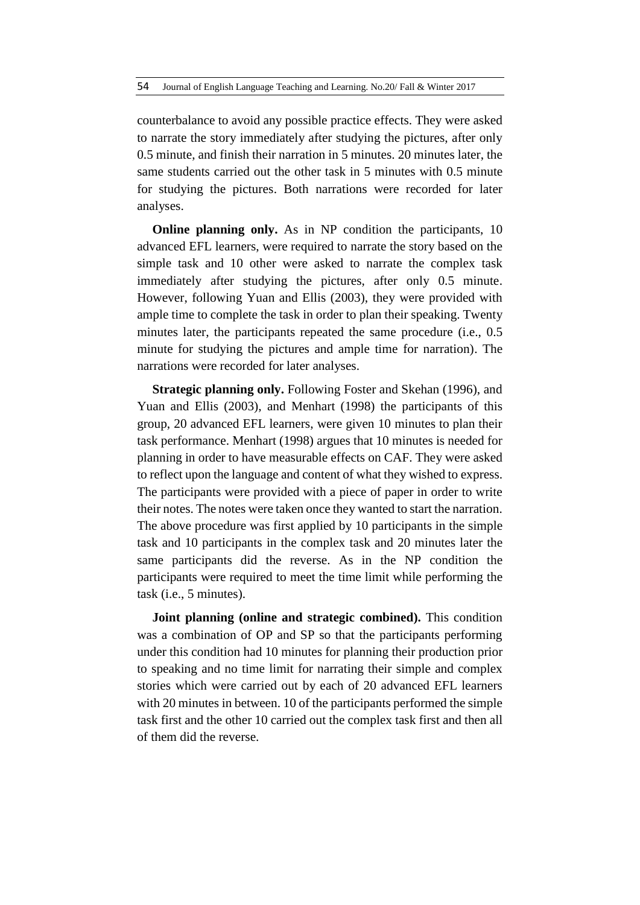counterbalance to avoid any possible practice effects. They were asked to narrate the story immediately after studying the pictures, after only 0.5 minute, and finish their narration in 5 minutes. 20 minutes later, the same students carried out the other task in 5 minutes with 0.5 minute for studying the pictures. Both narrations were recorded for later analyses.

**Online planning only.** As in NP condition the participants, 10 advanced EFL learners, were required to narrate the story based on the simple task and 10 other were asked to narrate the complex task immediately after studying the pictures, after only 0.5 minute. However, following Yuan and Ellis (2003), they were provided with ample time to complete the task in order to plan their speaking. Twenty minutes later, the participants repeated the same procedure (i.e., 0.5 minute for studying the pictures and ample time for narration). The narrations were recorded for later analyses.

**Strategic planning only.** Following Foster and Skehan (1996), and Yuan and Ellis (2003), and Menhart (1998) the participants of this group, 20 advanced EFL learners, were given 10 minutes to plan their task performance. Menhart (1998) argues that 10 minutes is needed for planning in order to have measurable effects on CAF. They were asked to reflect upon the language and content of what they wished to express. The participants were provided with a piece of paper in order to write their notes. The notes were taken once they wanted to start the narration. The above procedure was first applied by 10 participants in the simple task and 10 participants in the complex task and 20 minutes later the same participants did the reverse. As in the NP condition the participants were required to meet the time limit while performing the task (i.e., 5 minutes).

**Joint planning (online and strategic combined).** This condition was a combination of OP and SP so that the participants performing under this condition had 10 minutes for planning their production prior to speaking and no time limit for narrating their simple and complex stories which were carried out by each of 20 advanced EFL learners with 20 minutes in between. 10 of the participants performed the simple task first and the other 10 carried out the complex task first and then all of them did the reverse.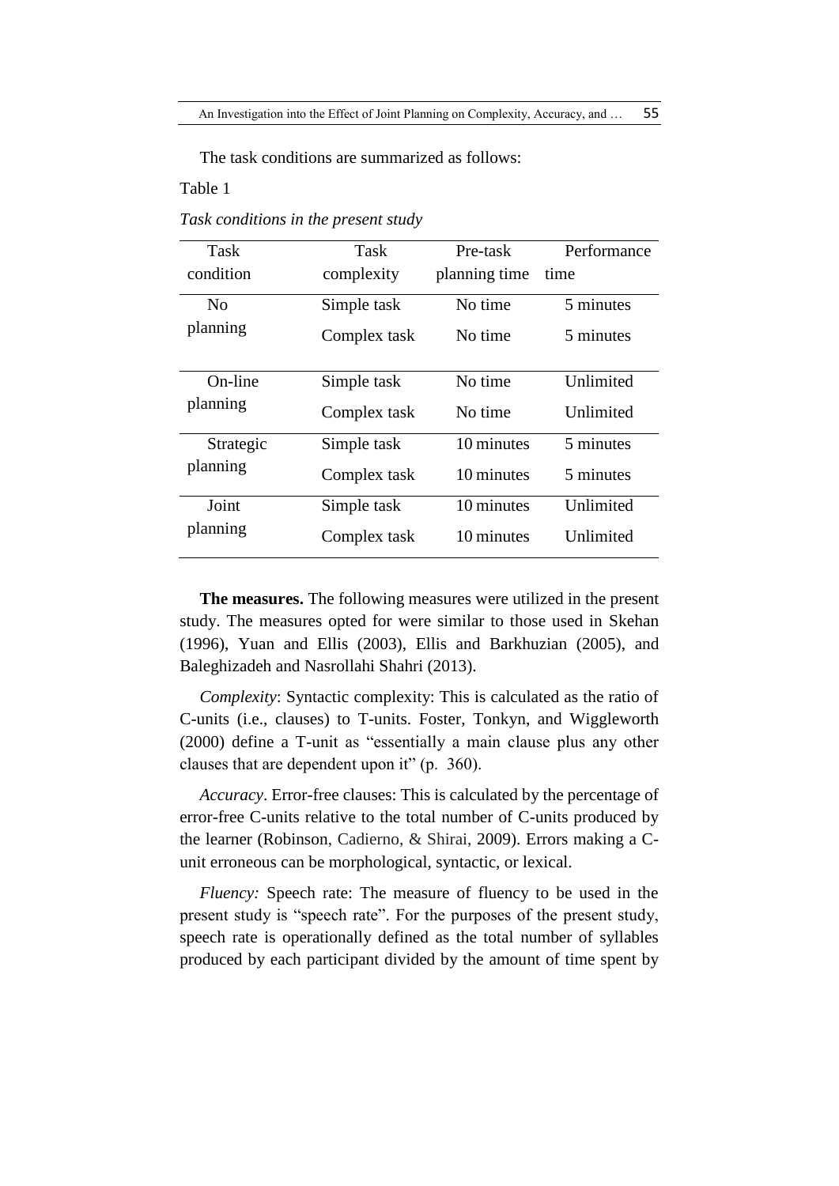The task conditions are summarized as follows:

Table 1

*Task conditions in the present study*

| Task condition | Task complexity | Pre-task planning time | Performance time |
|---|---|---|---|
| No planning | Simple task | No time | 5 minutes |
| | Complex task | No time | 5 minutes |
| On-line planning | Simple task | No time | Unlimited |
| | Complex task | No time | Unlimited |
| Strategic planning | Simple task | 10 minutes | 5 minutes |
| | Complex task | 10 minutes | 5 minutes |
| Joint planning | Simple task | 10 minutes | Unlimited |
| | Complex task | 10 minutes | Unlimited |

**The measures.** The following measures were utilized in the present study. The measures opted for were similar to those used in Skehan (1996), Yuan and Ellis (2003), Ellis and Barkhuzian (2005), and Baleghizadeh and Nasrollahi Shahri (2013).

*Complexity*: Syntactic complexity: This is calculated as the ratio of C-units (i.e., clauses) to T-units. Foster, Tonkyn, and Wiggleworth (2000) define a T-unit as "essentially a main clause plus any other clauses that are dependent upon it" (p. 360).

*Accuracy*. Error-free clauses: This is calculated by the percentage of error-free C-units relative to the total number of C-units produced by the learner (Robinson, Cadierno, & Shirai, 2009). Errors making a C-unit erroneous can be morphological, syntactic, or lexical.

*Fluency:* Speech rate: The measure of fluency to be used in the present study is "speech rate". For the purposes of the present study, speech rate is operationally defined as the total number of syllables produced by each participant divided by the amount of time spent by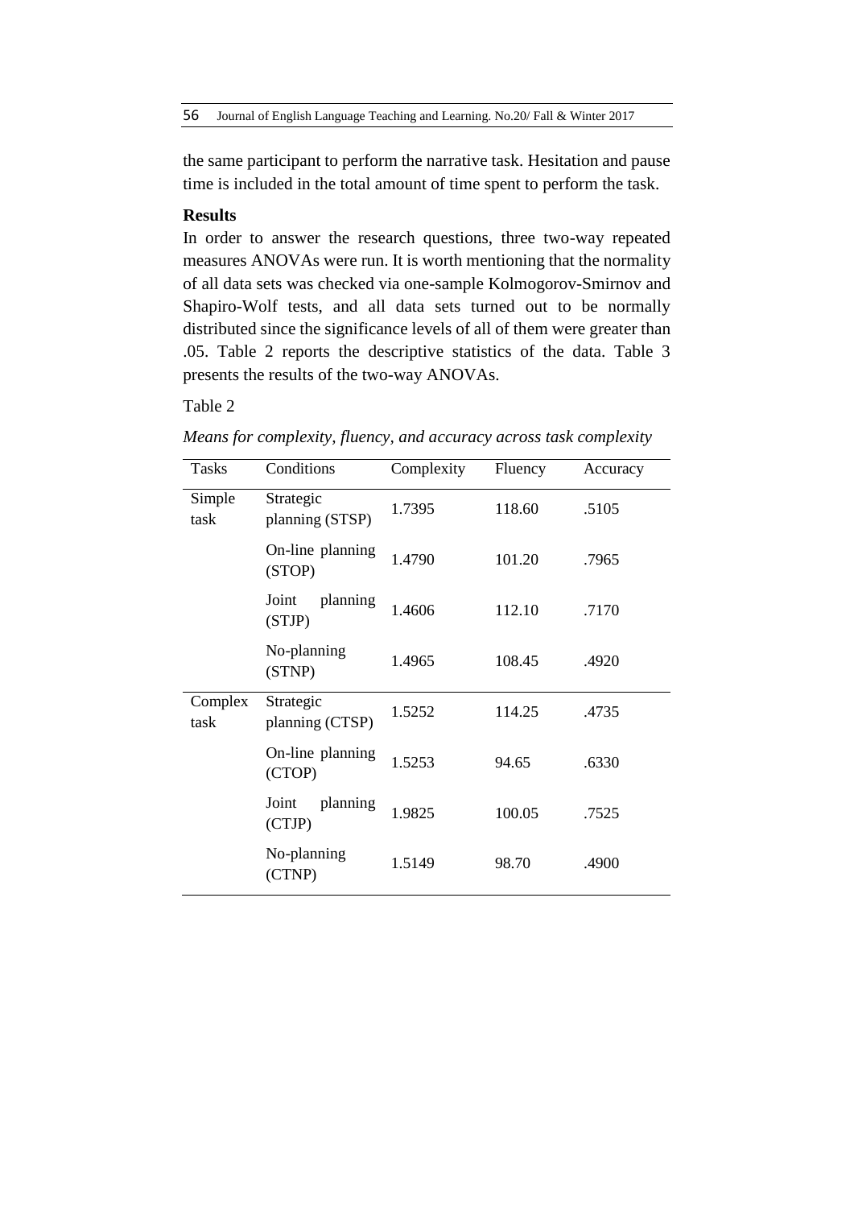the same participant to perform the narrative task. Hesitation and pause time is included in the total amount of time spent to perform the task.

**Results**

In order to answer the research questions, three two-way repeated measures ANOVAs were run. It is worth mentioning that the normality of all data sets was checked via one-sample Kolmogorov-Smirnov and Shapiro-Wolf tests, and all data sets turned out to be normally distributed since the significance levels of all of them were greater than .05. Table 2 reports the descriptive statistics of the data. Table 3 presents the results of the two-way ANOVAs.

Table 2

*Means for complexity, fluency, and accuracy across task complexity*

| Tasks | Conditions | Complexity | Fluency | Accuracy |
|---|---|---|---|---|
| Simple task | Strategic planning (STSP) | 1.7395 | 118.60 | .5105 |
| | On-line planning (STOP) | 1.4790 | 101.20 | .7965 |
| | Joint planning (STJP) | 1.4606 | 112.10 | .7170 |
| | No-planning (STNP) | 1.4965 | 108.45 | .4920 |
| Complex task | Strategic planning (CTSP) | 1.5252 | 114.25 | .4735 |
| | On-line planning (CTOP) | 1.5253 | 94.65 | .6330 |
| | Joint planning (CTJP) | 1.9825 | 100.05 | .7525 |
| | No-planning (CTNP) | 1.5149 | 98.70 | .4900 |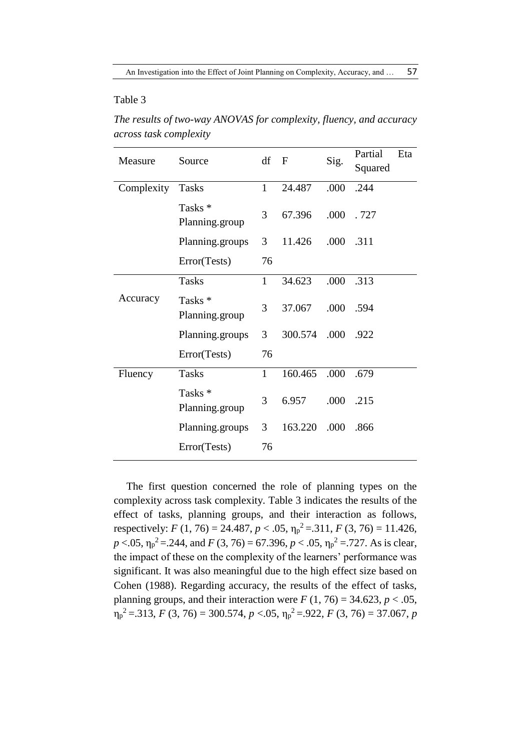Table 3

*The results of two-way ANOVAS for complexity, fluency, and accuracy across task complexity*

| Measure | Source | df | F | Sig. | Partial Eta Squared |
|---|---|---|---|---|---|
| Complexity | Tasks | 1 | 24.487 | .000 | .244 |
| | Tasks * Planning.group | 3 | 67.396 | .000 | . 727 |
| | Planning.groups | 3 | 11.426 | .000 | .311 |
| | Error(Tests) | 76 | | | |
| Accuracy | Tasks | 1 | 34.623 | .000 | .313 |
| | Tasks * Planning.group | 3 | 37.067 | .000 | .594 |
| | Planning.groups | 3 | 300.574 | .000 | .922 |
| | Error(Tests) | 76 | | | |
| Fluency | Tasks | 1 | 160.465 | .000 | .679 |
| | Tasks * Planning.group | 3 | 6.957 | .000 | .215 |
| | Planning.groups | 3 | 163.220 | .000 | .866 |
| | Error(Tests) | 76 | | | |

The first question concerned the role of planning types on the complexity across task complexity. Table 3 indicates the results of the effect of tasks, planning groups, and their interaction as follows, respectively: $F$ (1, 76) = 24.487, $p < .05$, $\eta_p^2 = .311$, $F$ (3, 76) = 11.426, $p < .05$, $\eta_p^2 = .244$, and $F$ (3, 76) = 67.396, $p < .05$, $\eta_p^2 = .727$. As is clear, the impact of these on the complexity of the learners' performance was significant. It was also meaningful due to the high effect size based on Cohen (1988). Regarding accuracy, the results of the effect of tasks, planning groups, and their interaction were $F$ (1, 76) = 34.623, $p < .05$, $\eta_p^2 = .313$, $F$ (3, 76) = 300.574, $p < .05$, $\eta_p^2 = .922$, $F$ (3, 76) = 37.067, $p$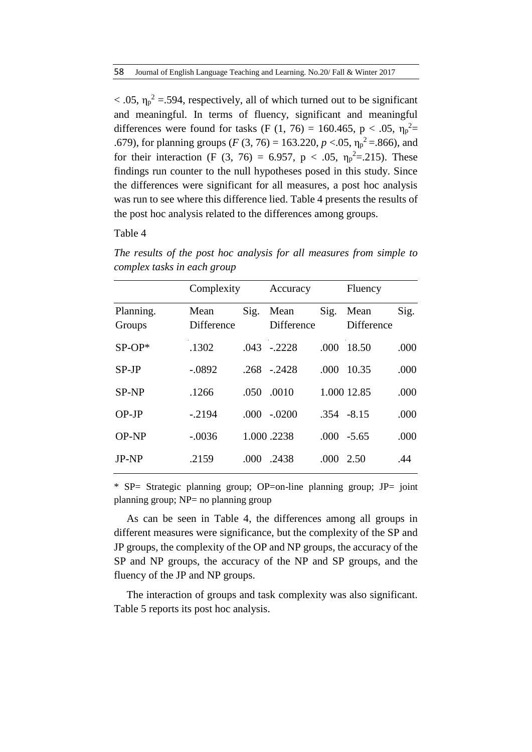$< .05$, $\eta_p^2 = .594$, respectively, all of which turned out to be significant and meaningful. In terms of fluency, significant and meaningful differences were found for tasks ($F(1, 76) = 160.465$, $p < .05$, $\eta_p^2 = .679$), for planning groups ($F(3, 76) = 163.220$, $p < .05$, $\eta_p^2 = .866$), and for their interaction ($F(3, 76) = 6.957$, $p < .05$, $\eta_p^2 = .215$). These findings run counter to the null hypotheses posed in this study. Since the differences were significant for all measures, a post hoc analysis was run to see where this difference lied. Table 4 presents the results of the post hoc analysis related to the differences among groups.

Table 4

*The results of the post hoc analysis for all measures from simple to complex tasks in each group*

| | Complexity | | Accuracy | | Fluency | |
|---|---|---|---|---|---|---|
| Planning. Groups | Mean Difference | Sig. | Mean Difference | Sig. | Mean Difference | Sig. |
| SP-OP* | .1302 | .043 | -.2228 | .000 | 18.50 | .000 |
| SP-JP | -.0892 | .268 | -.2428 | .000 | 10.35 | .000 |
| SP-NP | .1266 | .050 | .0010 | 1.000 | 12.85 | .000 |
| OP-JP | -.2194 | .000 | -.0200 | .354 | -8.15 | .000 |
| OP-NP | -.0036 | 1.000 | .2238 | .000 | -5.65 | .000 |
| JP-NP | .2159 | .000 | .2438 | .000 | 2.50 | .44 |

\* SP= Strategic planning group; OP=on-line planning group; JP= joint planning group; NP= no planning group

As can be seen in Table 4, the differences among all groups in different measures were significance, but the complexity of the SP and JP groups, the complexity of the OP and NP groups, the accuracy of the SP and NP groups, the accuracy of the NP and SP groups, and the fluency of the JP and NP groups.

The interaction of groups and task complexity was also significant. Table 5 reports its post hoc analysis.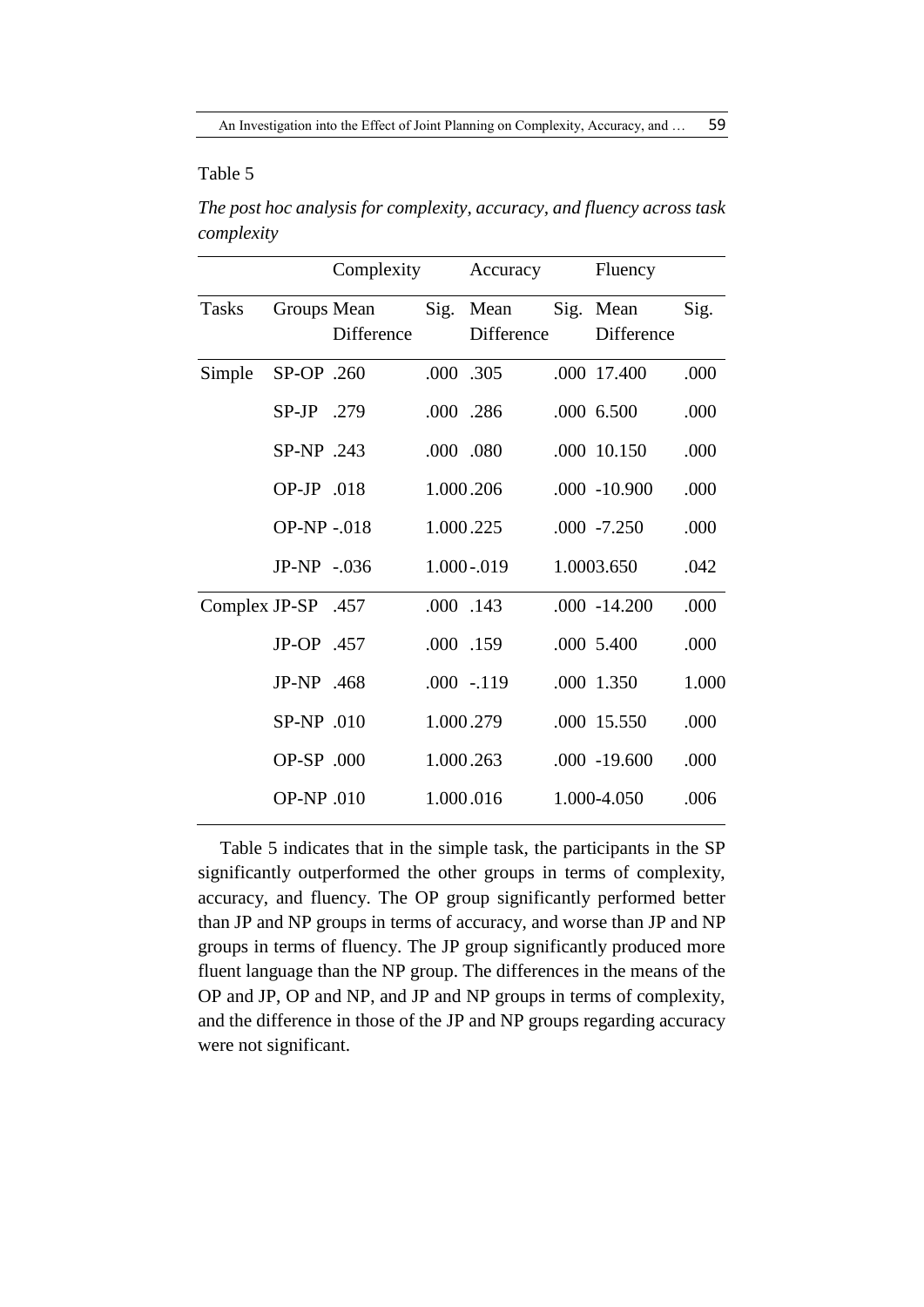Table 5

*The post hoc analysis for complexity, accuracy, and fluency across task complexity*

| | | Complexity | | Accuracy | | Fluency | |
|---|---|---|---|---|---|---|---|
| Tasks | Groups | Mean Difference | Sig. | Mean Difference | Sig. | Mean Difference | Sig. |
| Simple | SP-OP | .260 | .000 | .305 | .000 | 17.400 | .000 |
| | SP-JP | .279 | .000 | .286 | .000 | 6.500 | .000 |
| | SP-NP | .243 | .000 | .080 | .000 | 10.150 | .000 |
| | OP-JP | .018 | 1.000 | .206 | .000 | -10.900 | .000 |
| | OP-NP | -.018 | 1.000 | .225 | .000 | -7.250 | .000 |
| | JP-NP | -.036 | 1.000 | -.019 | 1.000 | 3.650 | .042 |
| Complex | JP-SP | .457 | .000 | .143 | .000 | -14.200 | .000 |
| | JP-OP | .457 | .000 | .159 | .000 | 5.400 | .000 |
| | JP-NP | .468 | .000 | -.119 | .000 | 1.350 | 1.000 |
| | SP-NP | .010 | 1.000 | .279 | .000 | 15.550 | .000 |
| | OP-SP | .000 | 1.000 | .263 | .000 | -19.600 | .000 |
| | OP-NP | .010 | 1.000 | .016 | 1.000 | -4.050 | .006 |

Table 5 indicates that in the simple task, the participants in the SP significantly outperformed the other groups in terms of complexity, accuracy, and fluency. The OP group significantly performed better than JP and NP groups in terms of accuracy, and worse than JP and NP groups in terms of fluency. The JP group significantly produced more fluent language than the NP group. The differences in the means of the OP and JP, OP and NP, and JP and NP groups in terms of complexity, and the difference in those of the JP and NP groups regarding accuracy were not significant.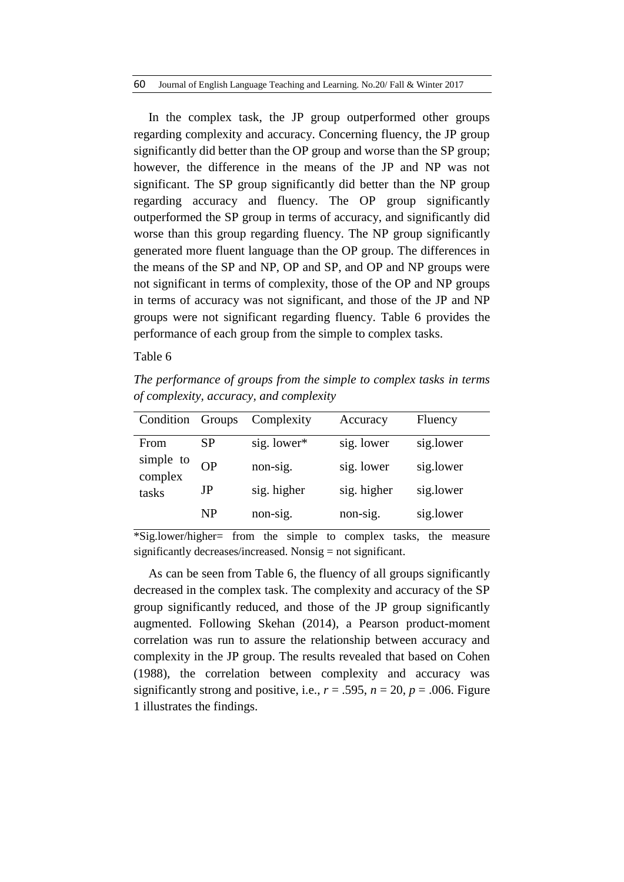In the complex task, the JP group outperformed other groups regarding complexity and accuracy. Concerning fluency, the JP group significantly did better than the OP group and worse than the SP group; however, the difference in the means of the JP and NP was not significant. The SP group significantly did better than the NP group regarding accuracy and fluency. The OP group significantly outperformed the SP group in terms of accuracy, and significantly did worse than this group regarding fluency. The NP group significantly generated more fluent language than the OP group. The differences in the means of the SP and NP, OP and SP, and OP and NP groups were not significant in terms of complexity, those of the OP and NP groups in terms of accuracy was not significant, and those of the JP and NP groups were not significant regarding fluency. Table 6 provides the performance of each group from the simple to complex tasks.

Table 6

*The performance of groups from the simple to complex tasks in terms of complexity, accuracy, and complexity*

| Condition | Groups | Complexity | Accuracy | Fluency |
|---|---|---|---|---|
| From simple to complex tasks | SP | sig. lower* | sig. lower | sig.lower |
| | OP | non-sig. | sig. lower | sig.lower |
| | JP | sig. higher | sig. higher | sig.lower |
| | NP | non-sig. | non-sig. | sig.lower |

*Sig.lower/higher= from the simple to complex tasks, the measure significantly decreases/increased. Nonsig = not significant.

As can be seen from Table 6, the fluency of all groups significantly decreased in the complex task. The complexity and accuracy of the SP group significantly reduced, and those of the JP group significantly augmented. Following Skehan (2014), a Pearson product-moment correlation was run to assure the relationship between accuracy and complexity in the JP group. The results revealed that based on Cohen (1988), the correlation between complexity and accuracy was significantly strong and positive, i.e., $r = .595$, $n = 20$, $p = .006$. Figure 1 illustrates the findings.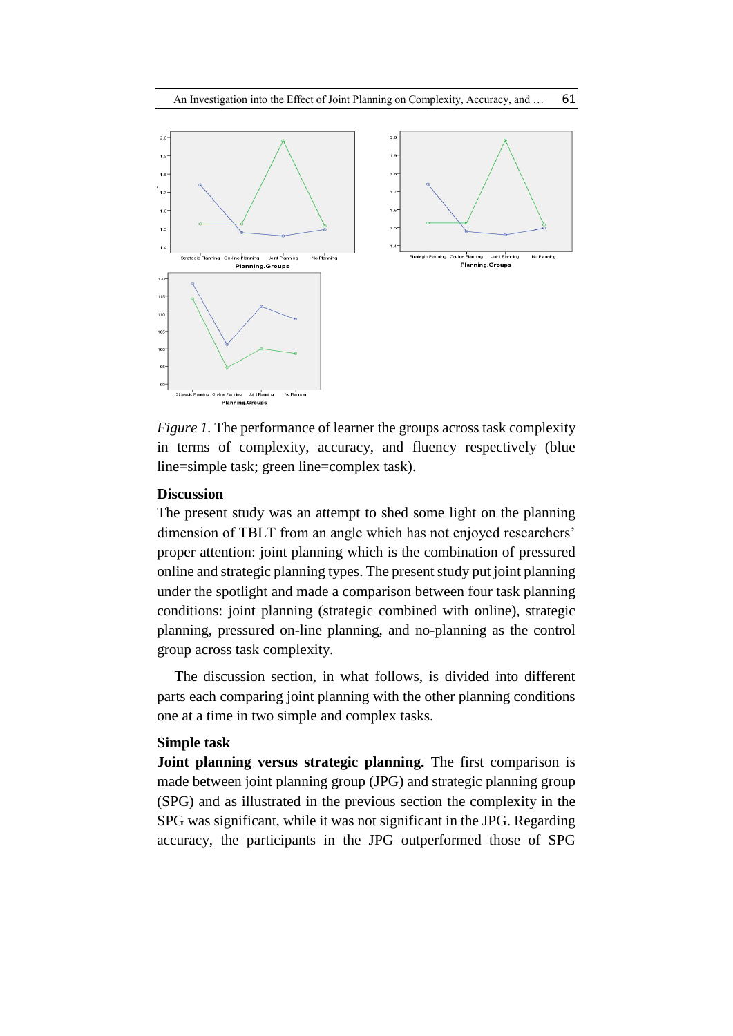*Figure 1*. The performance of learner the groups across task complexity in terms of complexity, accuracy, and fluency respectively (blue line=simple task; green line=complex task).

### Discussion

The present study was an attempt to shed some light on the planning dimension of TBLT from an angle which has not enjoyed researchers' proper attention: joint planning which is the combination of pressured online and strategic planning types. The present study put joint planning under the spotlight and made a comparison between four task planning conditions: joint planning (strategic combined with online), strategic planning, pressured on-line planning, and no-planning as the control group across task complexity.

The discussion section, in what follows, is divided into different parts each comparing joint planning with the other planning conditions one at a time in two simple and complex tasks.

### Simple task

**Joint planning versus strategic planning.** The first comparison is made between joint planning group (JPG) and strategic planning group (SPG) and as illustrated in the previous section the complexity in the SPG was significant, while it was not significant in the JPG. Regarding accuracy, the participants in the JPG outperformed those of SPG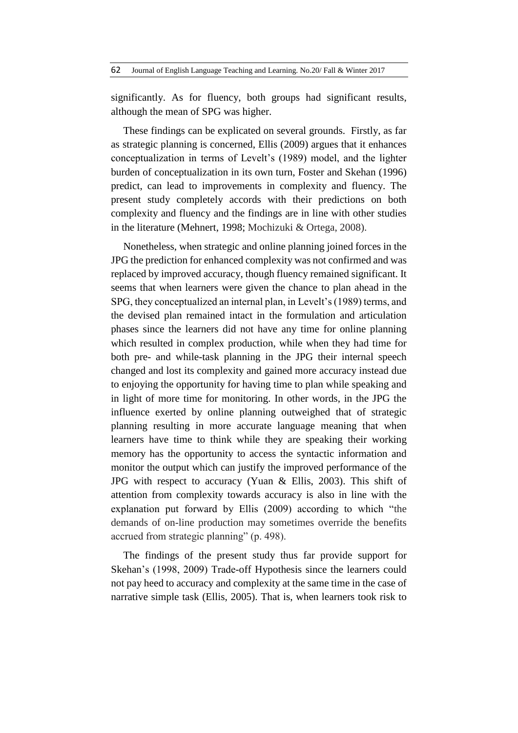significantly. As for fluency, both groups had significant results, although the mean of SPG was higher.

These findings can be explicated on several grounds. Firstly, as far as strategic planning is concerned, Ellis (2009) argues that it enhances conceptualization in terms of Levelt's (1989) model, and the lighter burden of conceptualization in its own turn, Foster and Skehan (1996) predict, can lead to improvements in complexity and fluency. The present study completely accords with their predictions on both complexity and fluency and the findings are in line with other studies in the literature (Mehnert, 1998; Mochizuki & Ortega, 2008).

Nonetheless, when strategic and online planning joined forces in the JPG the prediction for enhanced complexity was not confirmed and was replaced by improved accuracy, though fluency remained significant. It seems that when learners were given the chance to plan ahead in the SPG, they conceptualized an internal plan, in Levelt's (1989) terms, and the devised plan remained intact in the formulation and articulation phases since the learners did not have any time for online planning which resulted in complex production, while when they had time for both pre- and while-task planning in the JPG their internal speech changed and lost its complexity and gained more accuracy instead due to enjoying the opportunity for having time to plan while speaking and in light of more time for monitoring. In other words, in the JPG the influence exerted by online planning outweighed that of strategic planning resulting in more accurate language meaning that when learners have time to think while they are speaking their working memory has the opportunity to access the syntactic information and monitor the output which can justify the improved performance of the JPG with respect to accuracy (Yuan & Ellis, 2003). This shift of attention from complexity towards accuracy is also in line with the explanation put forward by Ellis (2009) according to which "the demands of on-line production may sometimes override the benefits accrued from strategic planning" (p. 498).

The findings of the present study thus far provide support for Skehan's (1998, 2009) Trade-off Hypothesis since the learners could not pay heed to accuracy and complexity at the same time in the case of narrative simple task (Ellis, 2005). That is, when learners took risk to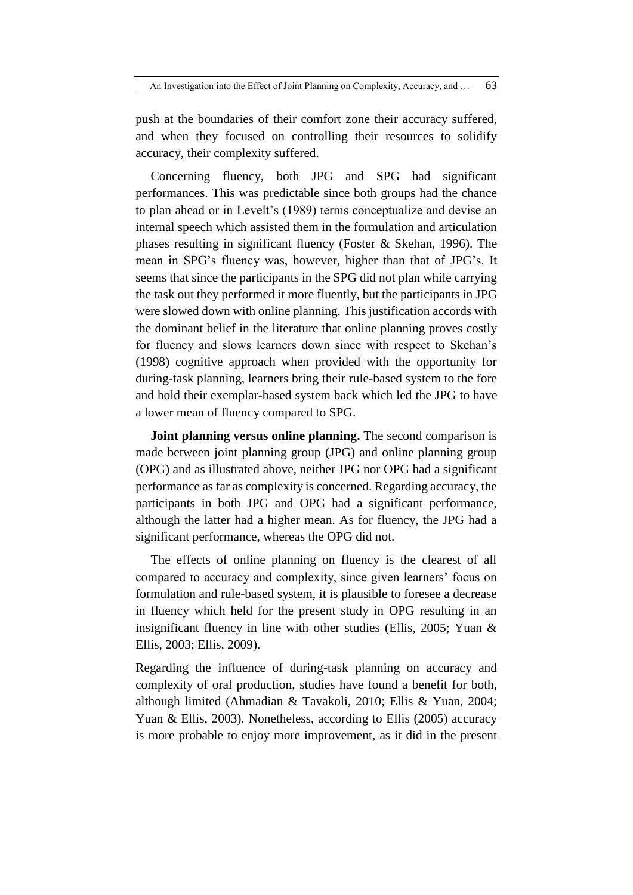push at the boundaries of their comfort zone their accuracy suffered, and when they focused on controlling their resources to solidify accuracy, their complexity suffered.

Concerning fluency, both JPG and SPG had significant performances. This was predictable since both groups had the chance to plan ahead or in Levelt's (1989) terms conceptualize and devise an internal speech which assisted them in the formulation and articulation phases resulting in significant fluency (Foster & Skehan, 1996). The mean in SPG's fluency was, however, higher than that of JPG's. It seems that since the participants in the SPG did not plan while carrying the task out they performed it more fluently, but the participants in JPG were slowed down with online planning. This justification accords with the dominant belief in the literature that online planning proves costly for fluency and slows learners down since with respect to Skehan's (1998) cognitive approach when provided with the opportunity for during-task planning, learners bring their rule-based system to the fore and hold their exemplar-based system back which led the JPG to have a lower mean of fluency compared to SPG.

**Joint planning versus online planning.** The second comparison is made between joint planning group (JPG) and online planning group (OPG) and as illustrated above, neither JPG nor OPG had a significant performance as far as complexity is concerned. Regarding accuracy, the participants in both JPG and OPG had a significant performance, although the latter had a higher mean. As for fluency, the JPG had a significant performance, whereas the OPG did not.

The effects of online planning on fluency is the clearest of all compared to accuracy and complexity, since given learners' focus on formulation and rule-based system, it is plausible to foresee a decrease in fluency which held for the present study in OPG resulting in an insignificant fluency in line with other studies (Ellis, 2005; Yuan & Ellis, 2003; Ellis, 2009).

Regarding the influence of during-task planning on accuracy and complexity of oral production, studies have found a benefit for both, although limited (Ahmadian & Tavakoli, 2010; Ellis & Yuan, 2004; Yuan & Ellis, 2003). Nonetheless, according to Ellis (2005) accuracy is more probable to enjoy more improvement, as it did in the present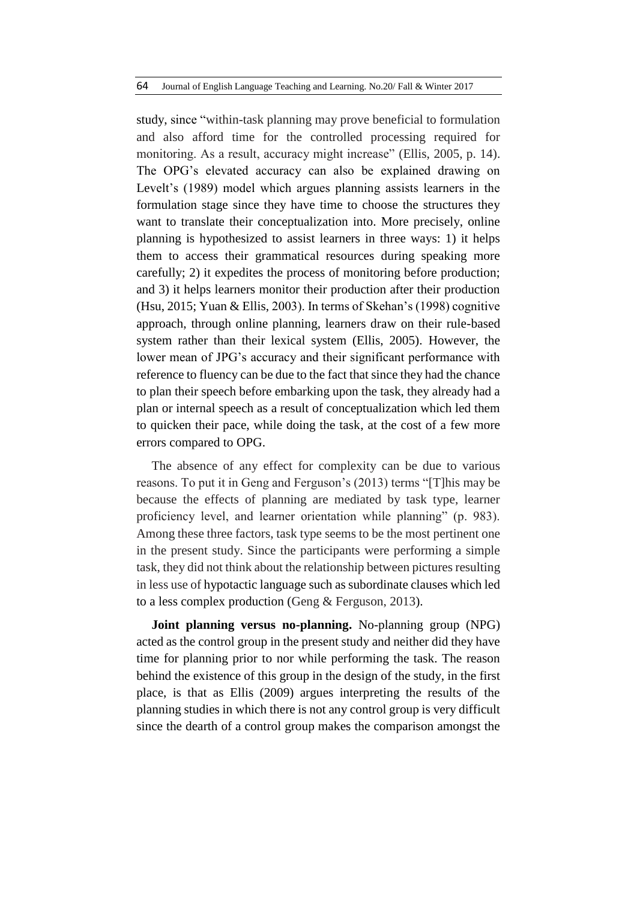study, since "within-task planning may prove beneficial to formulation and also afford time for the controlled processing required for monitoring. As a result, accuracy might increase" (Ellis, 2005, p. 14). The OPG's elevated accuracy can also be explained drawing on Levelt's (1989) model which argues planning assists learners in the formulation stage since they have time to choose the structures they want to translate their conceptualization into. More precisely, online planning is hypothesized to assist learners in three ways: 1) it helps them to access their grammatical resources during speaking more carefully; 2) it expedites the process of monitoring before production; and 3) it helps learners monitor their production after their production (Hsu, 2015; Yuan & Ellis, 2003). In terms of Skehan's (1998) cognitive approach, through online planning, learners draw on their rule-based system rather than their lexical system (Ellis, 2005). However, the lower mean of JPG's accuracy and their significant performance with reference to fluency can be due to the fact that since they had the chance to plan their speech before embarking upon the task, they already had a plan or internal speech as a result of conceptualization which led them to quicken their pace, while doing the task, at the cost of a few more errors compared to OPG.

The absence of any effect for complexity can be due to various reasons. To put it in Geng and Ferguson's (2013) terms "[T]his may be because the effects of planning are mediated by task type, learner proficiency level, and learner orientation while planning" (p. 983). Among these three factors, task type seems to be the most pertinent one in the present study. Since the participants were performing a simple task, they did not think about the relationship between pictures resulting in less use of hypotactic language such as subordinate clauses which led to a less complex production (Geng & Ferguson, 2013).

**Joint planning versus no-planning.** No-planning group (NPG) acted as the control group in the present study and neither did they have time for planning prior to nor while performing the task. The reason behind the existence of this group in the design of the study, in the first place, is that as Ellis (2009) argues interpreting the results of the planning studies in which there is not any control group is very difficult since the dearth of a control group makes the comparison amongst the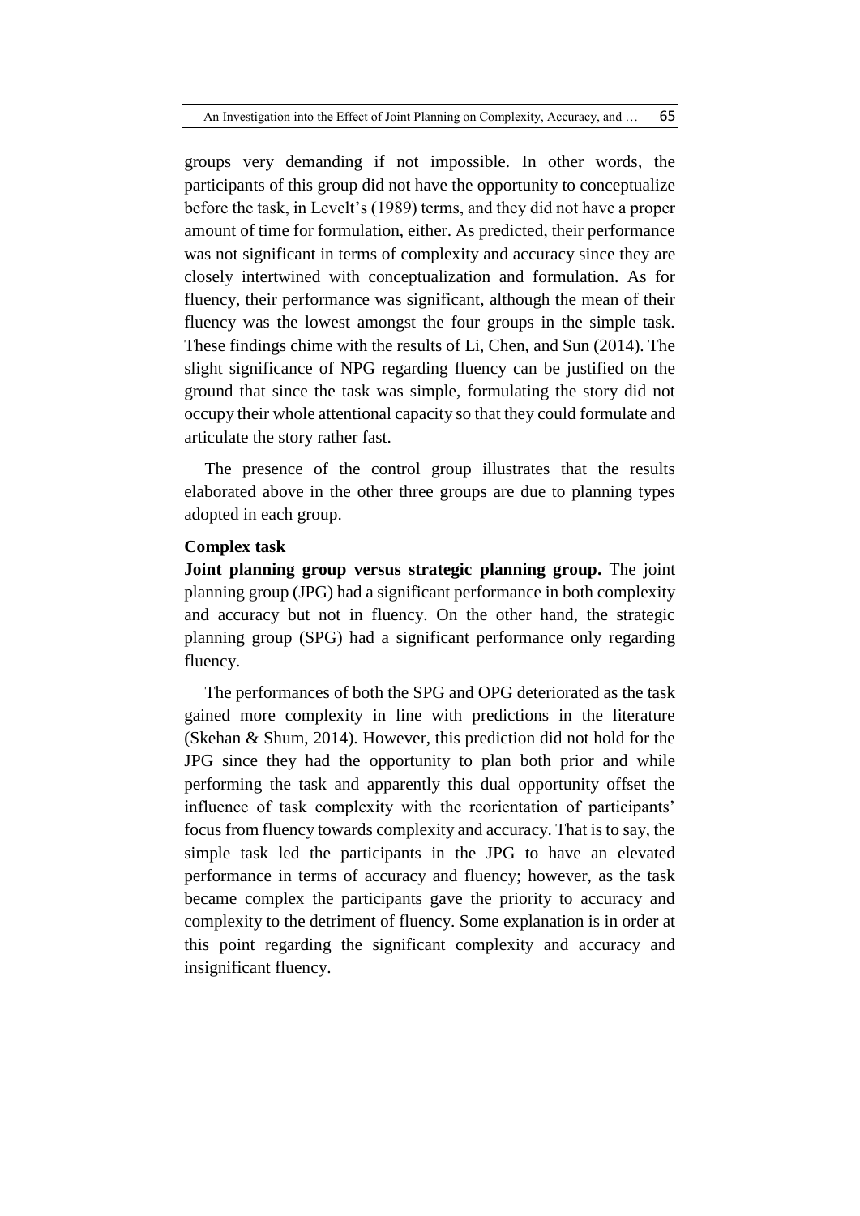groups very demanding if not impossible. In other words, the participants of this group did not have the opportunity to conceptualize before the task, in Levelt's (1989) terms, and they did not have a proper amount of time for formulation, either. As predicted, their performance was not significant in terms of complexity and accuracy since they are closely intertwined with conceptualization and formulation. As for fluency, their performance was significant, although the mean of their fluency was the lowest amongst the four groups in the simple task. These findings chime with the results of Li, Chen, and Sun (2014). The slight significance of NPG regarding fluency can be justified on the ground that since the task was simple, formulating the story did not occupy their whole attentional capacity so that they could formulate and articulate the story rather fast.

The presence of the control group illustrates that the results elaborated above in the other three groups are due to planning types adopted in each group.

**Complex task**

**Joint planning group versus strategic planning group.** The joint planning group (JPG) had a significant performance in both complexity and accuracy but not in fluency. On the other hand, the strategic planning group (SPG) had a significant performance only regarding fluency.

The performances of both the SPG and OPG deteriorated as the task gained more complexity in line with predictions in the literature (Skehan & Shum, 2014). However, this prediction did not hold for the JPG since they had the opportunity to plan both prior and while performing the task and apparently this dual opportunity offset the influence of task complexity with the reorientation of participants' focus from fluency towards complexity and accuracy. That is to say, the simple task led the participants in the JPG to have an elevated performance in terms of accuracy and fluency; however, as the task became complex the participants gave the priority to accuracy and complexity to the detriment of fluency. Some explanation is in order at this point regarding the significant complexity and accuracy and insignificant fluency.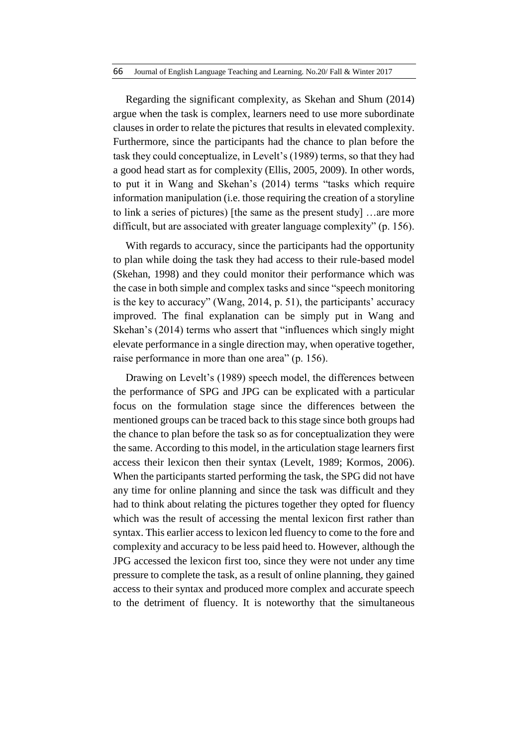Regarding the significant complexity, as Skehan and Shum (2014) argue when the task is complex, learners need to use more subordinate clauses in order to relate the pictures that results in elevated complexity. Furthermore, since the participants had the chance to plan before the task they could conceptualize, in Levelt's (1989) terms, so that they had a good head start as for complexity (Ellis, 2005, 2009). In other words, to put it in Wang and Skehan's (2014) terms "tasks which require information manipulation (i.e. those requiring the creation of a storyline to link a series of pictures) [the same as the present study] …are more difficult, but are associated with greater language complexity" (p. 156).

With regards to accuracy, since the participants had the opportunity to plan while doing the task they had access to their rule-based model (Skehan, 1998) and they could monitor their performance which was the case in both simple and complex tasks and since "speech monitoring is the key to accuracy" (Wang, 2014, p. 51), the participants' accuracy improved. The final explanation can be simply put in Wang and Skehan's (2014) terms who assert that "influences which singly might elevate performance in a single direction may, when operative together, raise performance in more than one area" (p. 156).

Drawing on Levelt's (1989) speech model, the differences between the performance of SPG and JPG can be explicated with a particular focus on the formulation stage since the differences between the mentioned groups can be traced back to this stage since both groups had the chance to plan before the task so as for conceptualization they were the same. According to this model, in the articulation stage learners first access their lexicon then their syntax (Levelt, 1989; Kormos, 2006). When the participants started performing the task, the SPG did not have any time for online planning and since the task was difficult and they had to think about relating the pictures together they opted for fluency which was the result of accessing the mental lexicon first rather than syntax. This earlier access to lexicon led fluency to come to the fore and complexity and accuracy to be less paid heed to. However, although the JPG accessed the lexicon first too, since they were not under any time pressure to complete the task, as a result of online planning, they gained access to their syntax and produced more complex and accurate speech to the detriment of fluency. It is noteworthy that the simultaneous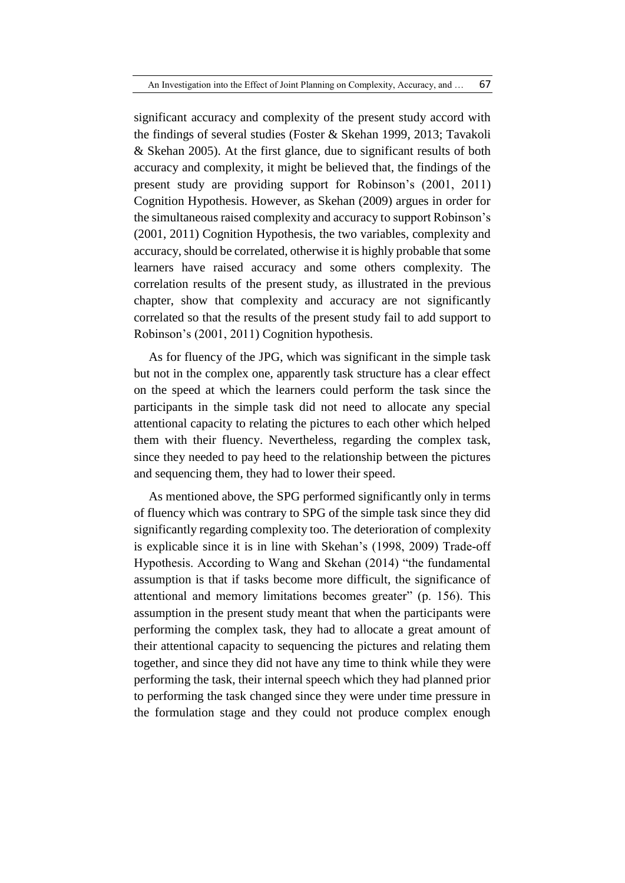significant accuracy and complexity of the present study accord with the findings of several studies (Foster & Skehan 1999, 2013; Tavakoli & Skehan 2005). At the first glance, due to significant results of both accuracy and complexity, it might be believed that, the findings of the present study are providing support for Robinson's (2001, 2011) Cognition Hypothesis. However, as Skehan (2009) argues in order for the simultaneous raised complexity and accuracy to support Robinson's (2001, 2011) Cognition Hypothesis, the two variables, complexity and accuracy, should be correlated, otherwise it is highly probable that some learners have raised accuracy and some others complexity. The correlation results of the present study, as illustrated in the previous chapter, show that complexity and accuracy are not significantly correlated so that the results of the present study fail to add support to Robinson's (2001, 2011) Cognition hypothesis.

As for fluency of the JPG, which was significant in the simple task but not in the complex one, apparently task structure has a clear effect on the speed at which the learners could perform the task since the participants in the simple task did not need to allocate any special attentional capacity to relating the pictures to each other which helped them with their fluency. Nevertheless, regarding the complex task, since they needed to pay heed to the relationship between the pictures and sequencing them, they had to lower their speed.

As mentioned above, the SPG performed significantly only in terms of fluency which was contrary to SPG of the simple task since they did significantly regarding complexity too. The deterioration of complexity is explicable since it is in line with Skehan's (1998, 2009) Trade-off Hypothesis. According to Wang and Skehan (2014) "the fundamental assumption is that if tasks become more difficult, the significance of attentional and memory limitations becomes greater" (p. 156). This assumption in the present study meant that when the participants were performing the complex task, they had to allocate a great amount of their attentional capacity to sequencing the pictures and relating them together, and since they did not have any time to think while they were performing the task, their internal speech which they had planned prior to performing the task changed since they were under time pressure in the formulation stage and they could not produce complex enough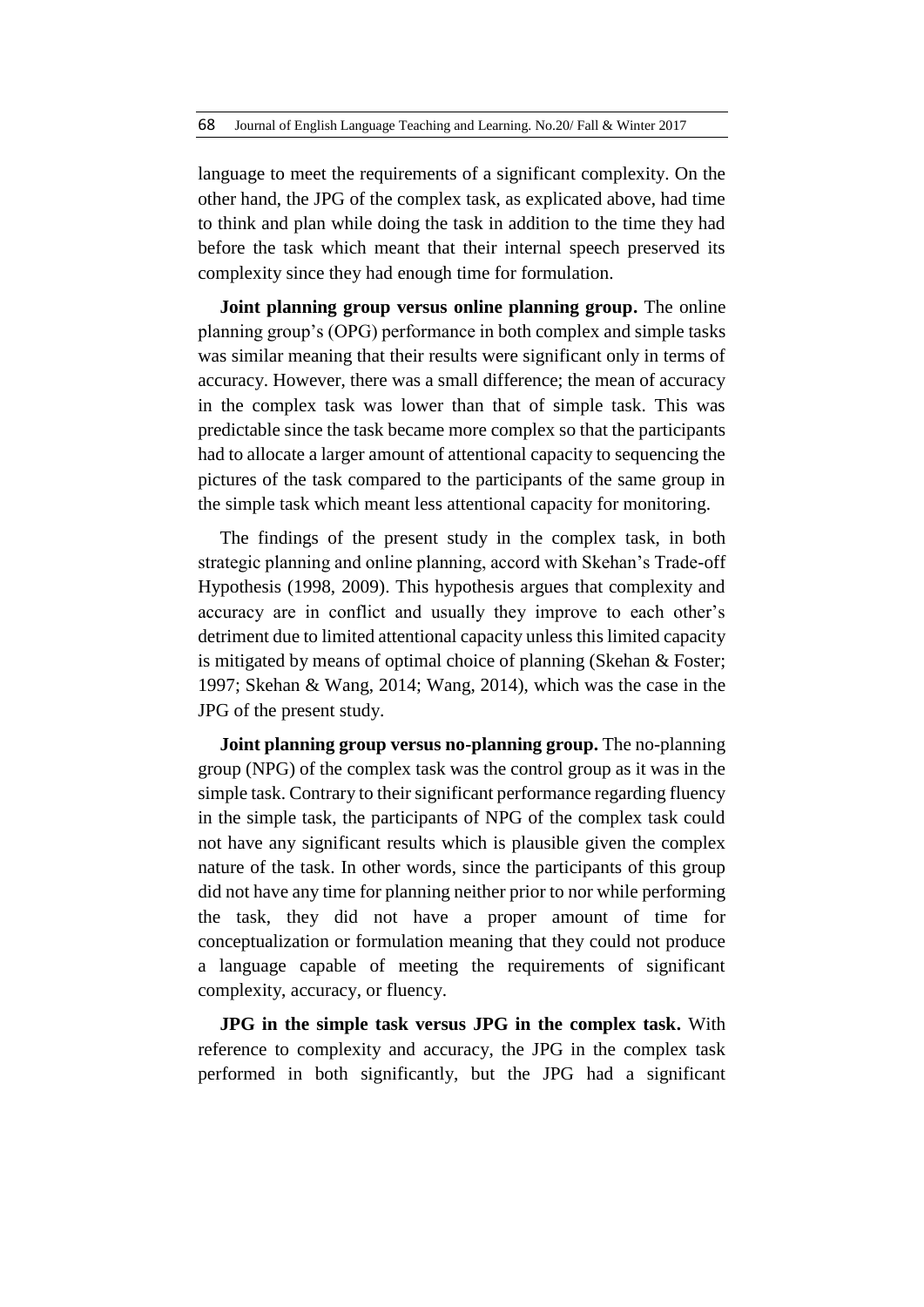language to meet the requirements of a significant complexity. On the other hand, the JPG of the complex task, as explicated above, had time to think and plan while doing the task in addition to the time they had before the task which meant that their internal speech preserved its complexity since they had enough time for formulation.

**Joint planning group versus online planning group.** The online planning group's (OPG) performance in both complex and simple tasks was similar meaning that their results were significant only in terms of accuracy. However, there was a small difference; the mean of accuracy in the complex task was lower than that of simple task. This was predictable since the task became more complex so that the participants had to allocate a larger amount of attentional capacity to sequencing the pictures of the task compared to the participants of the same group in the simple task which meant less attentional capacity for monitoring.

The findings of the present study in the complex task, in both strategic planning and online planning, accord with Skehan's Trade-off Hypothesis (1998, 2009). This hypothesis argues that complexity and accuracy are in conflict and usually they improve to each other's detriment due to limited attentional capacity unless this limited capacity is mitigated by means of optimal choice of planning (Skehan & Foster; 1997; Skehan & Wang, 2014; Wang, 2014), which was the case in the JPG of the present study.

**Joint planning group versus no-planning group.** The no-planning group (NPG) of the complex task was the control group as it was in the simple task. Contrary to their significant performance regarding fluency in the simple task, the participants of NPG of the complex task could not have any significant results which is plausible given the complex nature of the task. In other words, since the participants of this group did not have any time for planning neither prior to nor while performing the task, they did not have a proper amount of time for conceptualization or formulation meaning that they could not produce a language capable of meeting the requirements of significant complexity, accuracy, or fluency.

**JPG in the simple task versus JPG in the complex task.** With reference to complexity and accuracy, the JPG in the complex task performed in both significantly, but the JPG had a significant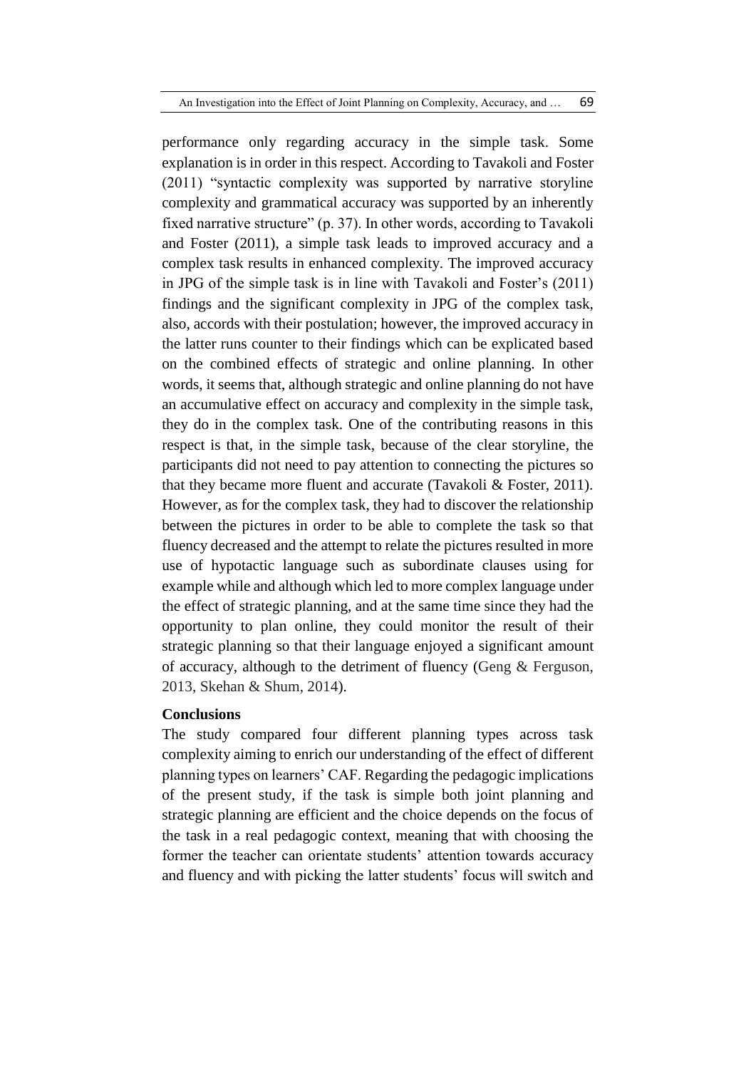performance only regarding accuracy in the simple task. Some explanation is in order in this respect. According to Tavakoli and Foster (2011) "syntactic complexity was supported by narrative storyline complexity and grammatical accuracy was supported by an inherently fixed narrative structure" (p. 37). In other words, according to Tavakoli and Foster (2011), a simple task leads to improved accuracy and a complex task results in enhanced complexity. The improved accuracy in JPG of the simple task is in line with Tavakoli and Foster's (2011) findings and the significant complexity in JPG of the complex task, also, accords with their postulation; however, the improved accuracy in the latter runs counter to their findings which can be explicated based on the combined effects of strategic and online planning. In other words, it seems that, although strategic and online planning do not have an accumulative effect on accuracy and complexity in the simple task, they do in the complex task. One of the contributing reasons in this respect is that, in the simple task, because of the clear storyline, the participants did not need to pay attention to connecting the pictures so that they became more fluent and accurate (Tavakoli & Foster, 2011). However, as for the complex task, they had to discover the relationship between the pictures in order to be able to complete the task so that fluency decreased and the attempt to relate the pictures resulted in more use of hypotactic language such as subordinate clauses using for example while and although which led to more complex language under the effect of strategic planning, and at the same time since they had the opportunity to plan online, they could monitor the result of their strategic planning so that their language enjoyed a significant amount of accuracy, although to the detriment of fluency (Geng & Ferguson, 2013, Skehan & Shum, 2014).

## Conclusions

The study compared four different planning types across task complexity aiming to enrich our understanding of the effect of different planning types on learners' CAF. Regarding the pedagogic implications of the present study, if the task is simple both joint planning and strategic planning are efficient and the choice depends on the focus of the task in a real pedagogic context, meaning that with choosing the former the teacher can orientate students' attention towards accuracy and fluency and with picking the latter students' focus will switch and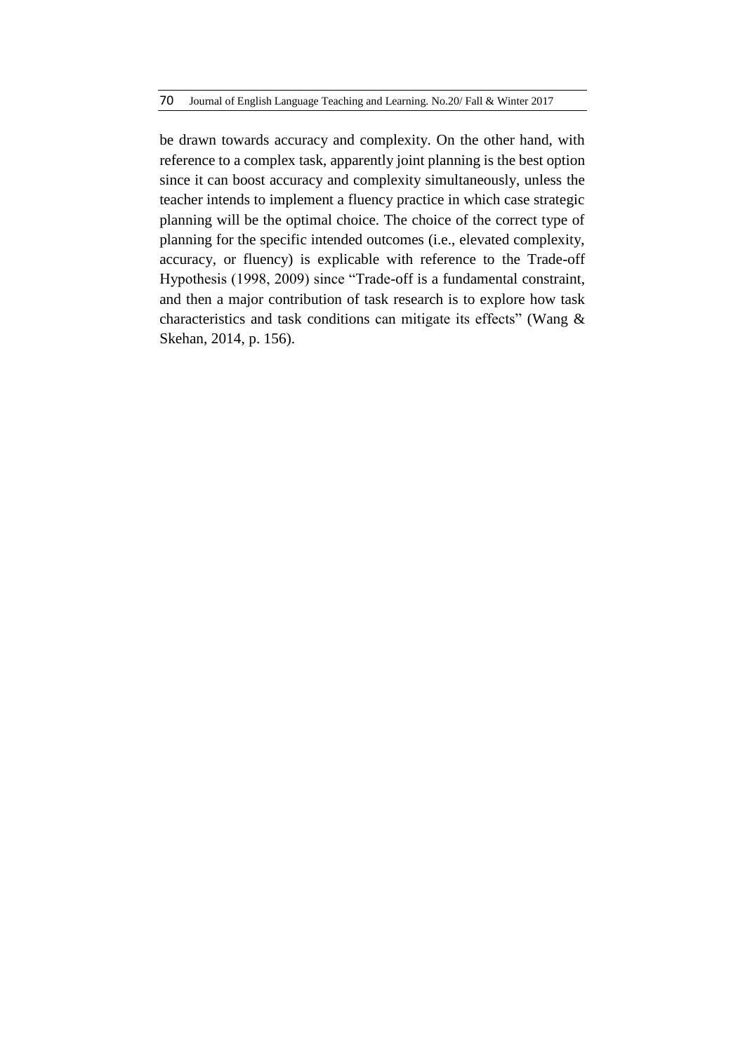be drawn towards accuracy and complexity. On the other hand, with reference to a complex task, apparently joint planning is the best option since it can boost accuracy and complexity simultaneously, unless the teacher intends to implement a fluency practice in which case strategic planning will be the optimal choice. The choice of the correct type of planning for the specific intended outcomes (i.e., elevated complexity, accuracy, or fluency) is explicable with reference to the Trade-off Hypothesis (1998, 2009) since "Trade-off is a fundamental constraint, and then a major contribution of task research is to explore how task characteristics and task conditions can mitigate its effects" (Wang & Skehan, 2014, p. 156).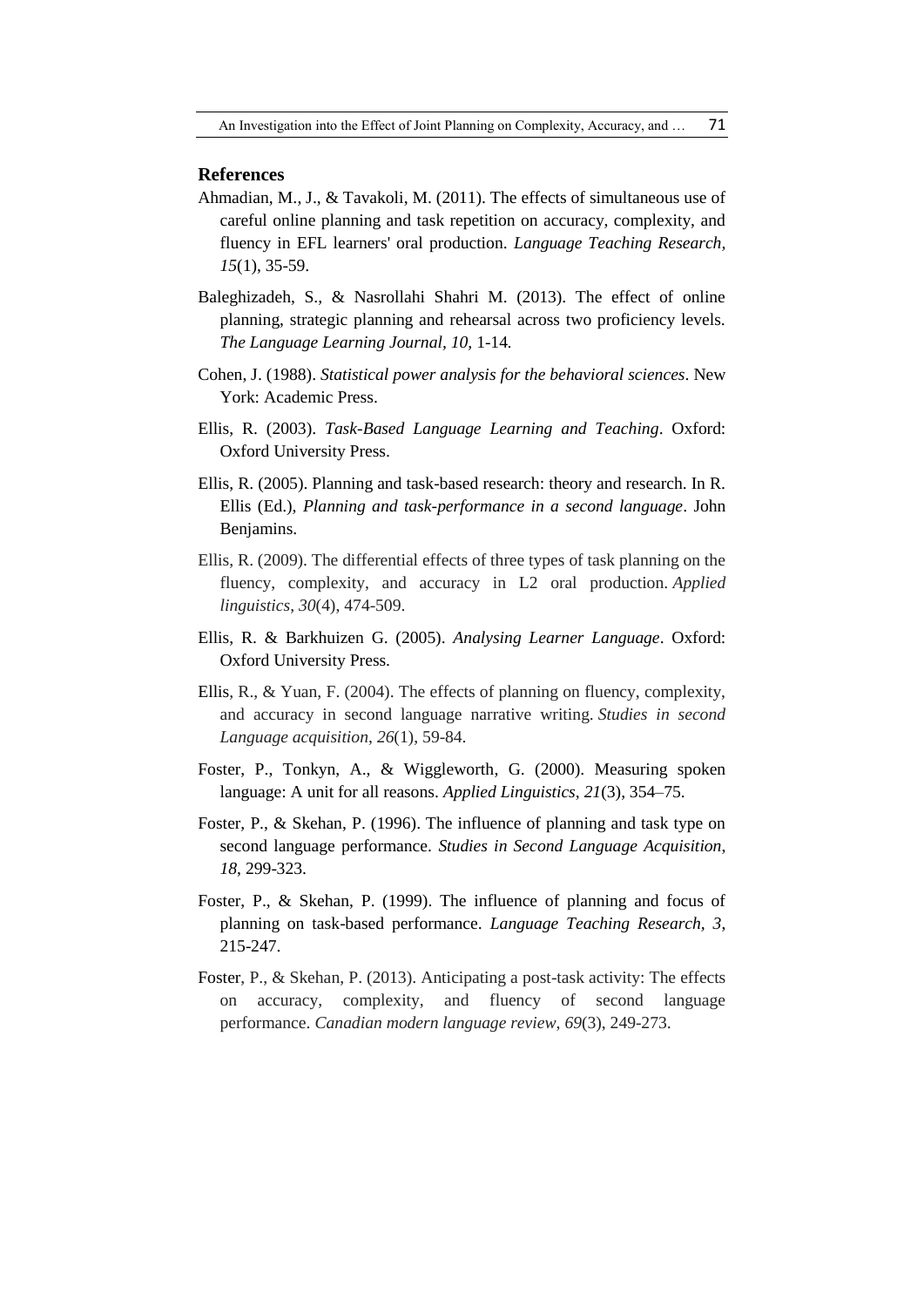## References

Ahmadian, M., J., & Tavakoli, M. (2011). The effects of simultaneous use of careful online planning and task repetition on accuracy, complexity, and fluency in EFL learners' oral production. *Language Teaching Research, 15*(1), 35-59.

Baleghizadeh, S., & Nasrollahi Shahri M. (2013). The effect of online planning, strategic planning and rehearsal across two proficiency levels. *The Language Learning Journal*, *10*, 1-14.

Cohen, J. (1988). *Statistical power analysis for the behavioral sciences*. New York: Academic Press.

Ellis, R. (2003). *Task-Based Language Learning and Teaching*. Oxford: Oxford University Press.

Ellis, R. (2005). Planning and task-based research: theory and research. In R. Ellis (Ed.), *Planning and task-performance in a second language*. John Benjamins.

Ellis, R. (2009). The differential effects of three types of task planning on the fluency, complexity, and accuracy in L2 oral production. *Applied linguistics*, *30*(4), 474-509.

Ellis, R. & Barkhuizen G. (2005). *Analysing Learner Language*. Oxford: Oxford University Press.

Ellis, R., & Yuan, F. (2004). The effects of planning on fluency, complexity, and accuracy in second language narrative writing. *Studies in second Language acquisition*, *26*(1), 59-84.

Foster, P., Tonkyn, A., & Wiggleworth, G. (2000). Measuring spoken language: A unit for all reasons. *Applied Linguistics*, *21*(3), 354–75.

Foster, P., & Skehan, P. (1996). The influence of planning and task type on second language performance. *Studies in Second Language Acquisition*, *18*, 299-323.

Foster, P., & Skehan, P. (1999). The influence of planning and focus of planning on task-based performance. *Language Teaching Research*, *3*, 215-247.

Foster, P., & Skehan, P. (2013). Anticipating a post-task activity: The effects on accuracy, complexity, and fluency of second language performance. *Canadian modern language review*, *69*(3), 249-273.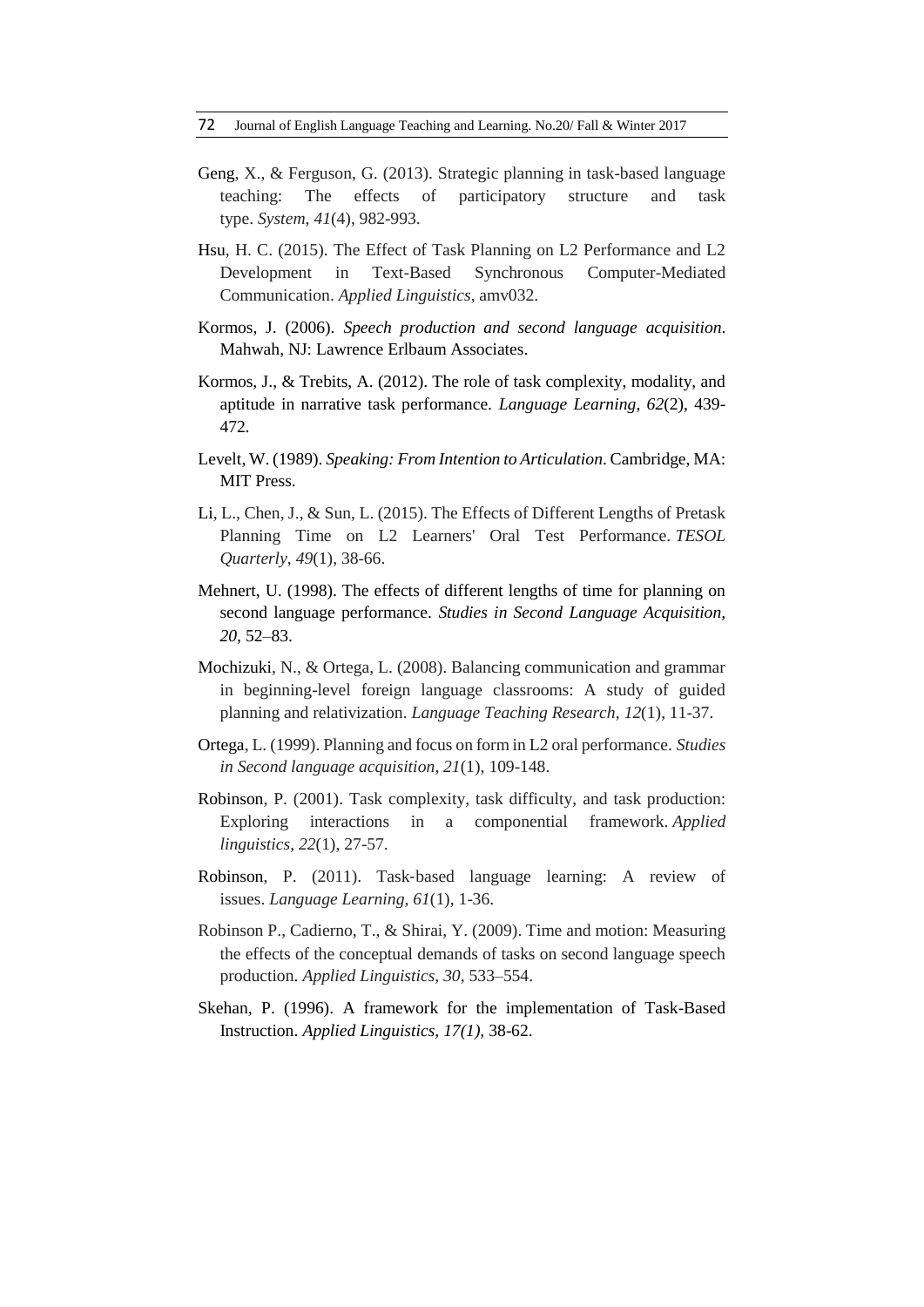Geng, X., & Ferguson, G. (2013). Strategic planning in task-based language teaching: The effects of participatory structure and task type. *System*, *41*(4), 982-993.

Hsu, H. C. (2015). The Effect of Task Planning on L2 Performance and L2 Development in Text-Based Synchronous Computer-Mediated Communication. *Applied Linguistics*, amv032.

Kormos, J. (2006). *Speech production and second language acquisition*. Mahwah, NJ: Lawrence Erlbaum Associates.

Kormos, J., & Trebits, A. (2012). The role of task complexity, modality, and aptitude in narrative task performance. *Language Learning, 62*(2), 439-472.

Levelt, W. (1989). *Speaking: From Intention to Articulation*. Cambridge, MA: MIT Press.

Li, L., Chen, J., & Sun, L. (2015). The Effects of Different Lengths of Pretask Planning Time on L2 Learners' Oral Test Performance. *TESOL Quarterly*, *49*(1), 38-66.

Mehnert, U. (1998). The effects of different lengths of time for planning on second language performance. *Studies in Second Language Acquisition, 20*, 52–83.

Mochizuki, N., & Ortega, L. (2008). Balancing communication and grammar in beginning-level foreign language classrooms: A study of guided planning and relativization. *Language Teaching Research*, *12*(1), 11-37.

Ortega, L. (1999). Planning and focus on form in L2 oral performance. *Studies in Second language acquisition, 21*(1), 109-148.

Robinson, P. (2001). Task complexity, task difficulty, and task production: Exploring interactions in a componential framework. *Applied linguistics*, *22*(1), 27-57.

Robinson, P. (2011). Task-based language learning: A review of issues. *Language Learning*, *61*(1), 1-36.

Robinson P., Cadierno, T., & Shirai, Y. (2009). Time and motion: Measuring the effects of the conceptual demands of tasks on second language speech production. *Applied Linguistics, 30*, 533–554.

Skehan, P. (1996). A framework for the implementation of Task-Based Instruction. *Applied Linguistics, 17(1)*, 38-62.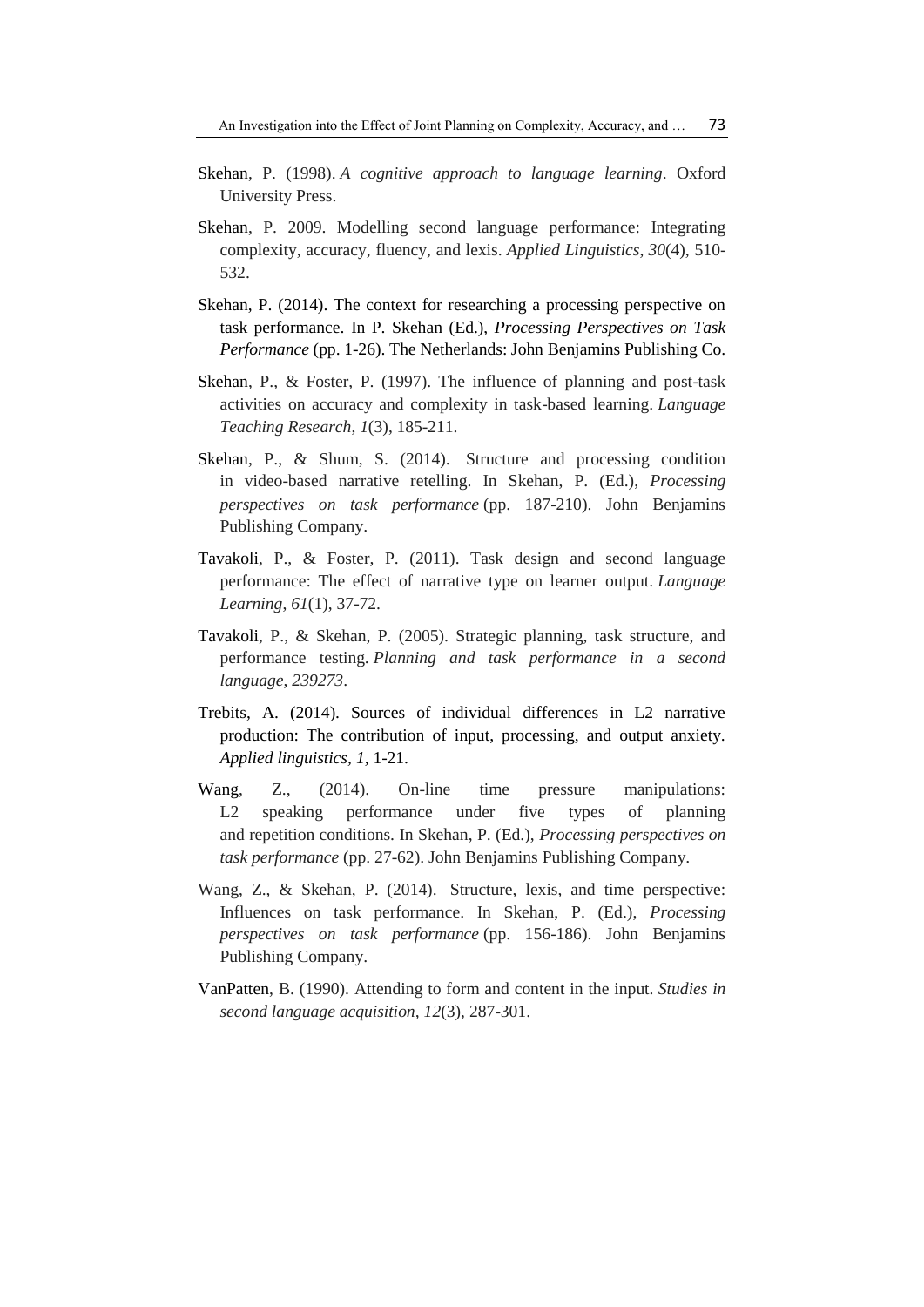Skehan, P. (1998). *A cognitive approach to language learning*. Oxford University Press.

Skehan, P. 2009. Modelling second language performance: Integrating complexity, accuracy, fluency, and lexis. *Applied Linguistics*, *30*(4), 510-532.

Skehan, P. (2014). The context for researching a processing perspective on task performance. In P. Skehan (Ed.), *Processing Perspectives on Task Performance* (pp. 1-26). The Netherlands: John Benjamins Publishing Co.

Skehan, P., & Foster, P. (1997). The influence of planning and post-task activities on accuracy and complexity in task-based learning. *Language Teaching Research*, *1*(3), 185-211.

Skehan, P., & Shum, S. (2014). Structure and processing condition in video-based narrative retelling. In Skehan, P. (Ed.), *Processing perspectives on task performance* (pp. 187-210). John Benjamins Publishing Company.

Tavakoli, P., & Foster, P. (2011). Task design and second language performance: The effect of narrative type on learner output. *Language Learning*, *61*(1), 37-72.

Tavakoli, P., & Skehan, P. (2005). Strategic planning, task structure, and performance testing. *Planning and task performance in a second language*, *239273*.

Trebits, A. (2014). Sources of individual differences in L2 narrative production: The contribution of input, processing, and output anxiety. *Applied linguistics*, *1*, 1-21.

Wang, Z., (2014). On-line time pressure manipulations: L2 speaking performance under five types of planning and repetition conditions. In Skehan, P. (Ed.), *Processing perspectives on task performance* (pp. 27-62). John Benjamins Publishing Company.

Wang, Z., & Skehan, P. (2014). Structure, lexis, and time perspective: Influences on task performance. In Skehan, P. (Ed.), *Processing perspectives on task performance* (pp. 156-186). John Benjamins Publishing Company.

VanPatten, B. (1990). Attending to form and content in the input. *Studies in second language acquisition*, *12*(3), 287-301.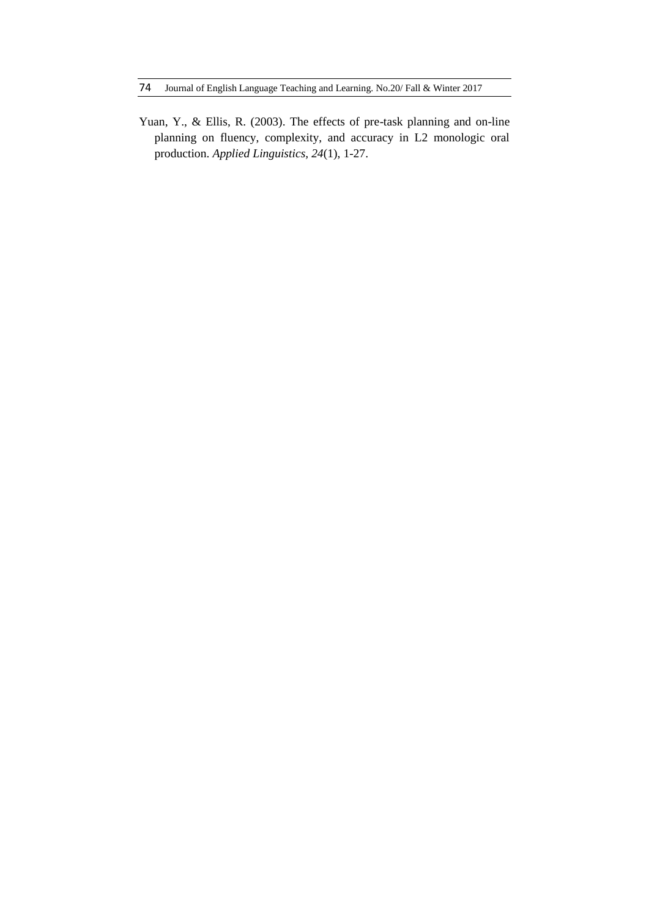Yuan, Y., & Ellis, R. (2003). The effects of pre-task planning and on-line planning on fluency, complexity, and accuracy in L2 monologic oral production. *Applied Linguistics, 24*(1), 1-27.